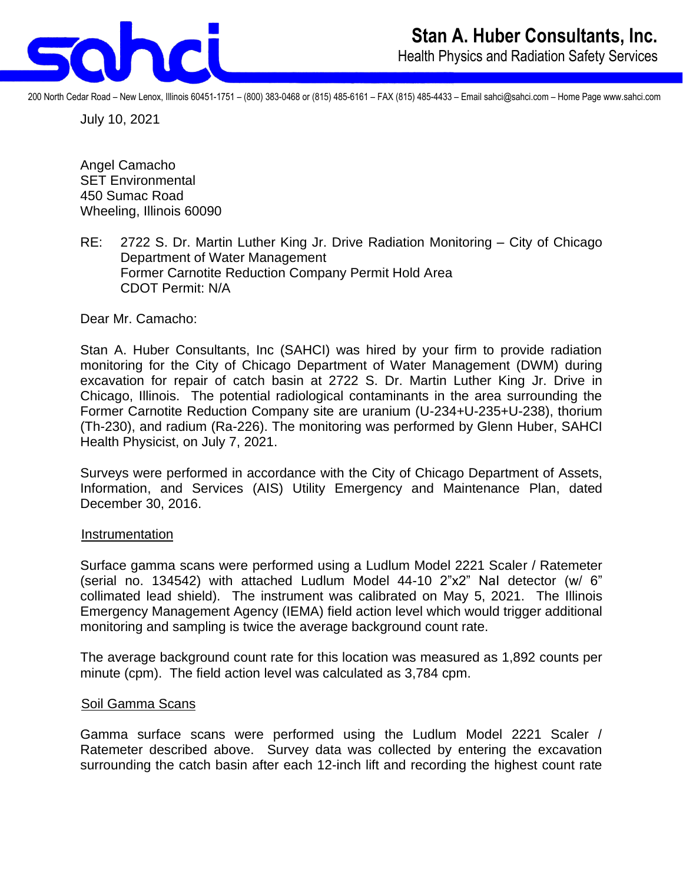**Stan A. Huber Consultants, Inc.**
Health Physics and Radiation Safety Services

200 North Cedar Road – New Lenox, Illinois 60451-1751 – (800) 383-0468 or (815) 485-6161 – FAX (815) 485-4433 – Email sahci@sahci.com – Home Page www.sahci.com

July 10, 2021

Angel Camacho
SET Environmental
450 Sumac Road
Wheeling, Illinois 60090

RE: 2722 S. Dr. Martin Luther King Jr. Drive Radiation Monitoring – City of Chicago Department of Water Management
Former Carnotite Reduction Company Permit Hold Area
CDOT Permit: N/A

Dear Mr. Camacho:

Stan A. Huber Consultants, Inc (SAHCI) was hired by your firm to provide radiation monitoring for the City of Chicago Department of Water Management (DWM) during excavation for repair of catch basin at 2722 S. Dr. Martin Luther King Jr. Drive in Chicago, Illinois. The potential radiological contaminants in the area surrounding the Former Carnotite Reduction Company site are uranium (U-234+U-235+U-238), thorium (Th-230), and radium (Ra-226). The monitoring was performed by Glenn Huber, SAHCI Health Physicist, on July 7, 2021.

Surveys were performed in accordance with the City of Chicago Department of Assets, Information, and Services (AIS) Utility Emergency and Maintenance Plan, dated December 30, 2016.

## Instrumentation

Surface gamma scans were performed using a Ludlum Model 2221 Scaler / Ratemeter (serial no. 134542) with attached Ludlum Model 44-10 2"x2" NaI detector (w/ 6" collimated lead shield). The instrument was calibrated on May 5, 2021. The Illinois Emergency Management Agency (IEMA) field action level which would trigger additional monitoring and sampling is twice the average background count rate.

The average background count rate for this location was measured as 1,892 counts per minute (cpm). The field action level was calculated as 3,784 cpm.

## Soil Gamma Scans

Gamma surface scans were performed using the Ludlum Model 2221 Scaler / Ratemeter described above. Survey data was collected by entering the excavation surrounding the catch basin after each 12-inch lift and recording the highest count rate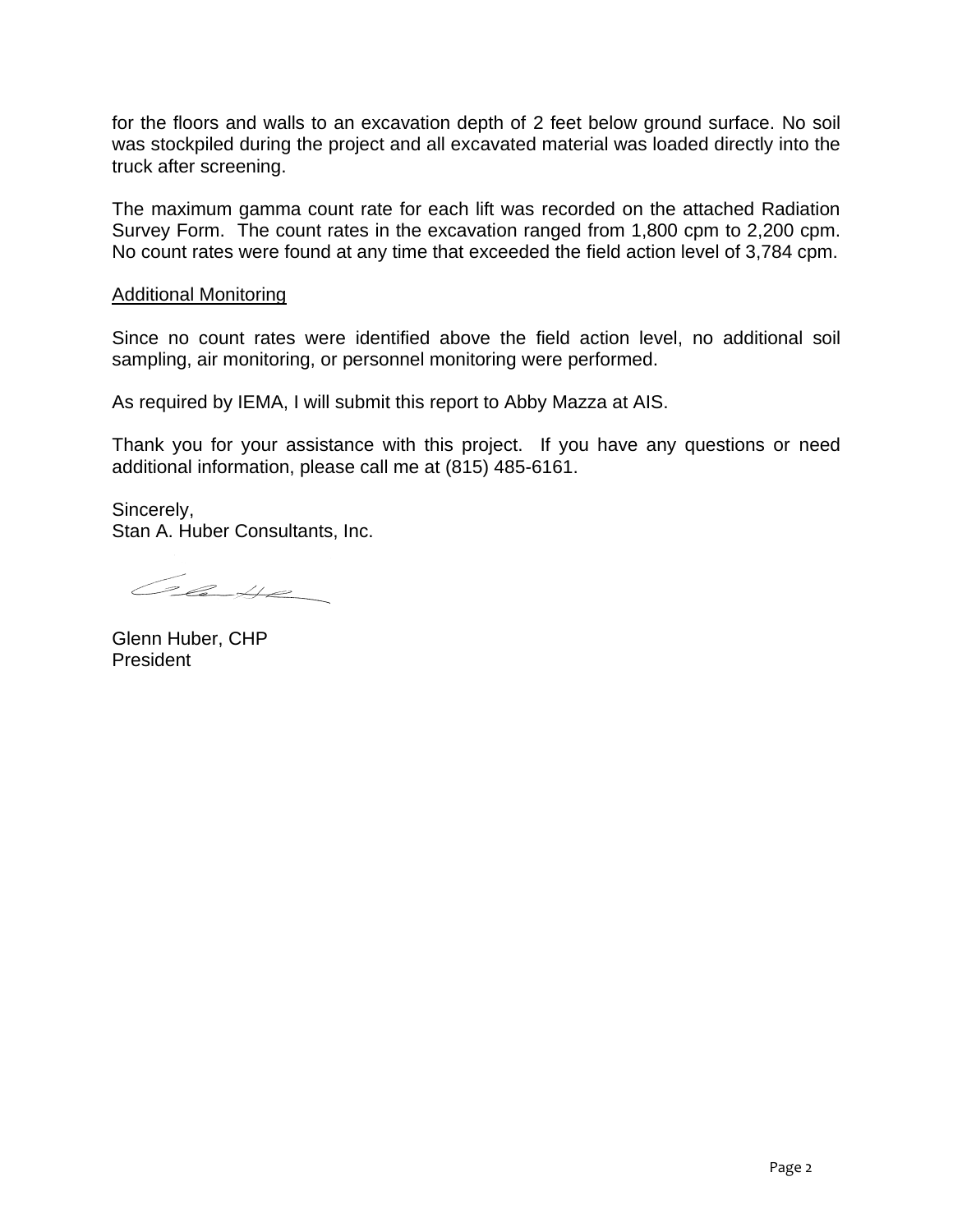for the floors and walls to an excavation depth of 2 feet below ground surface. No soil was stockpiled during the project and all excavated material was loaded directly into the truck after screening.

The maximum gamma count rate for each lift was recorded on the attached Radiation Survey Form. The count rates in the excavation ranged from 1,800 cpm to 2,200 cpm. No count rates were found at any time that exceeded the field action level of 3,784 cpm.

Additional Monitoring

Since no count rates were identified above the field action level, no additional soil sampling, air monitoring, or personnel monitoring were performed.

As required by IEMA, I will submit this report to Abby Mazza at AIS.

Thank you for your assistance with this project. If you have any questions or need additional information, please call me at (815) 485-6161.

Sincerely,
Stan A. Huber Consultants, Inc.

Glenn Huber, CHP
President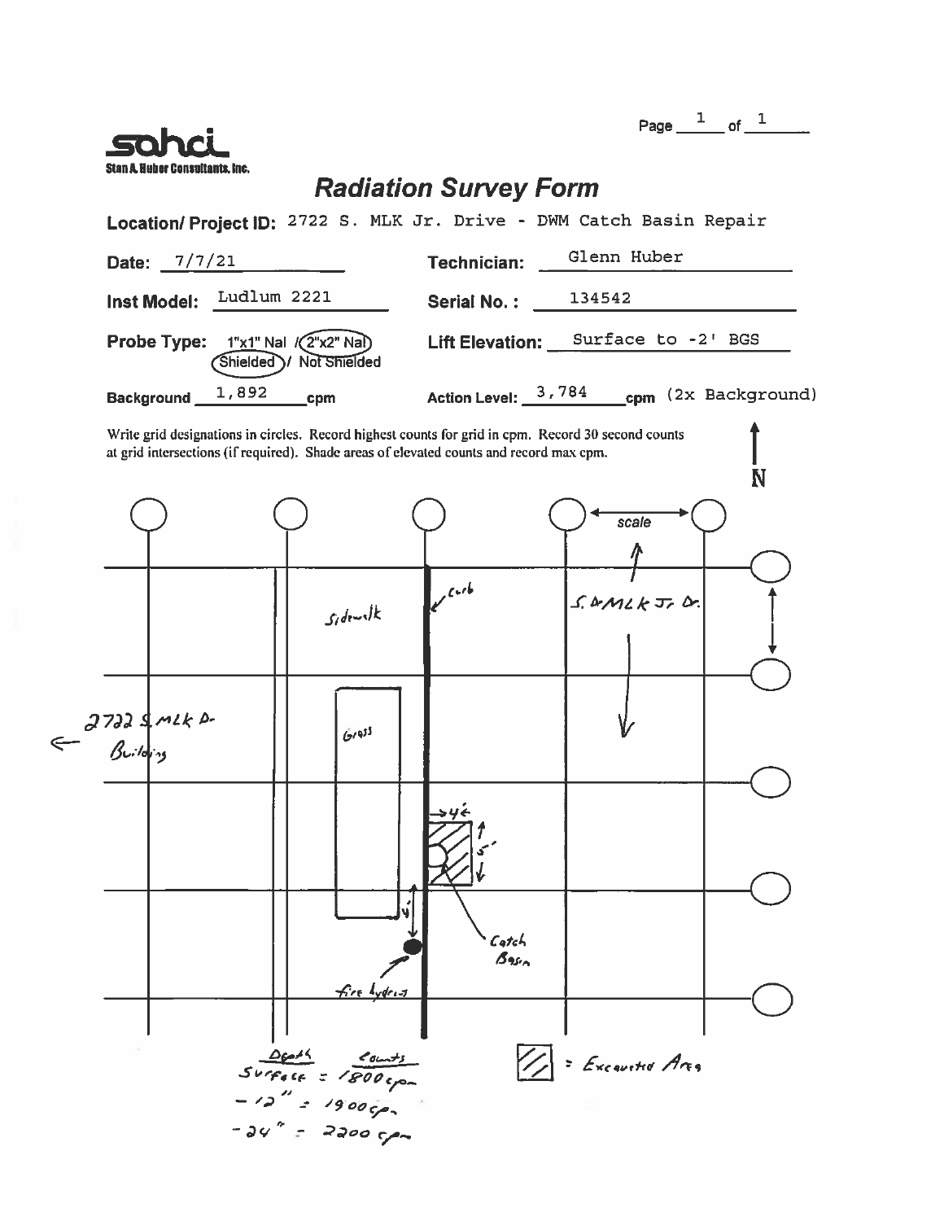sahci
Stan A. Huber Consultants, Inc.

# Radiation Survey Form

**Location/ Project ID:** 2722 S. MLK Jr. Drive - DWM Catch Basin Repair

**Date:** 7/7/21

**Technician:** Glenn Huber

**Inst Model:** Ludlum 2221

**Serial No.:** 134542

**Probe Type:** 1"x1" NaI / (2"x2" NaI) (Shielded) / Not Shielded

**Lift Elevation:** Surface to -2' BGS

**Background** 1,892 cpm

**Action Level:** 3,784 cpm (2x Background)

Write grid designations in circles. Record highest counts for grid in cpm. Record 30 second counts at grid intersections (if required). Shade areas of elevated counts and record max cpm.

N

scale

Sidewalk

Curb

S. Dr MLK Jr. Dr.

Grass

2722 S. MLK Dr Building

4'

5'

4'

Catch Basin

fire hydrant

| Depth | Counts |
| --- | --- |
| Surface | = 1800 cpm |
| -12" | = 1900 cpm |
| -24" | = 2200 cpm |

[hatched box] = Excavated Area